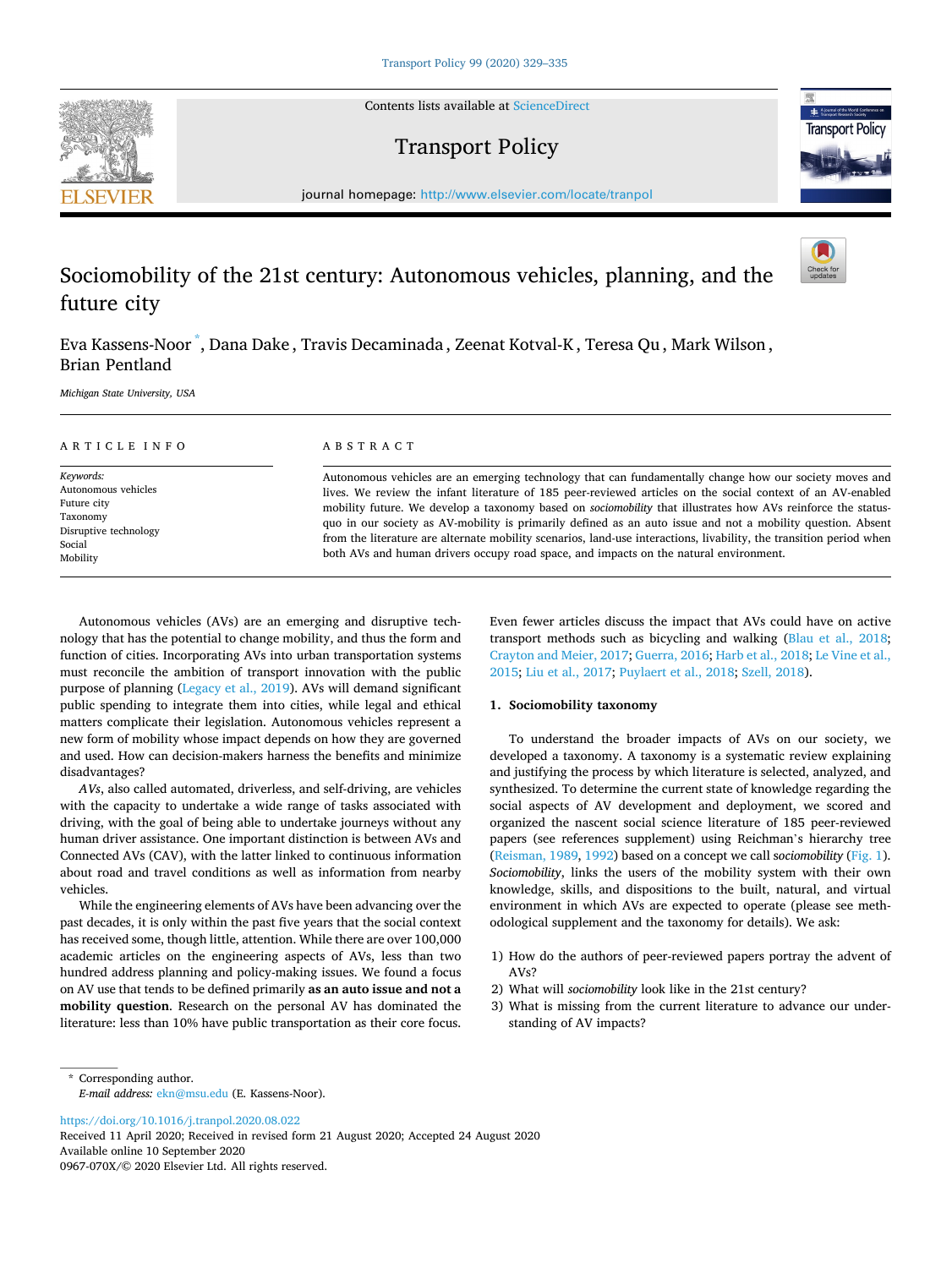# Sociomobility of the 21st century: Autonomous vehicles, planning, and the future city

Eva Kassens-Noor [*], Dana Dake, Travis Decaminada, Zeenat Kotval-K, Teresa Qu, Mark Wilson, Brian Pentland

*Michigan State University, USA*

## ARTICLE INFO

*Keywords:*
Autonomous vehicles
Future city
Taxonomy
Disruptive technology
Social
Mobility

## ABSTRACT

Autonomous vehicles are an emerging technology that can fundamentally change how our society moves and lives. We review the infant literature of 185 peer-reviewed articles on the social context of an AV-enabled mobility future. We develop a taxonomy based on *sociomobility* that illustrates how AVs reinforce the status-quo in our society as AV-mobility is primarily defined as an auto issue and not a mobility question. Absent from the literature are alternate mobility scenarios, land-use interactions, livability, the transition period when both AVs and human drivers occupy road space, and impacts on the natural environment.

Autonomous vehicles (AVs) are an emerging and disruptive technology that has the potential to change mobility, and thus the form and function of cities. Incorporating AVs into urban transportation systems must reconcile the ambition of transport innovation with the public purpose of planning (Legacy et al., 2019). AVs will demand significant public spending to integrate them into cities, while legal and ethical matters complicate their legislation. Autonomous vehicles represent a new form of mobility whose impact depends on how they are governed and used. How can decision-makers harness the benefits and minimize disadvantages?

*AVs*, also called automated, driverless, and self-driving, are vehicles with the capacity to undertake a wide range of tasks associated with driving, with the goal of being able to undertake journeys without any human driver assistance. One important distinction is between AVs and Connected AVs (CAV), with the latter linked to continuous information about road and travel conditions as well as information from nearby vehicles.

While the engineering elements of AVs have been advancing over the past decades, it is only within the past five years that the social context has received some, though little, attention. While there are over 100,000 academic articles on the engineering aspects of AVs, less than two hundred address planning and policy-making issues. We found a focus on AV use that tends to be defined primarily **as an auto issue and not a mobility question**. Research on the personal AV has dominated the literature: less than 10% have public transportation as their core focus. Even fewer articles discuss the impact that AVs could have on active transport methods such as bicycling and walking (Blau et al., 2018; Crayton and Meier, 2017; Guerra, 2016; Harb et al., 2018; Le Vine et al., 2015; Liu et al., 2017; Puylaert et al., 2018; Szell, 2018).

## 1. Sociomobility taxonomy

To understand the broader impacts of AVs on our society, we developed a taxonomy. A taxonomy is a systematic review explaining and justifying the process by which literature is selected, analyzed, and synthesized. To determine the current state of knowledge regarding the social aspects of AV development and deployment, we scored and organized the nascent social science literature of 185 peer-reviewed papers (see references supplement) using Reichman's hierarchy tree (Reisman, 1989, 1992) based on a concept we call *sociomobility* (Fig. 1). *Sociomobility*, links the users of the mobility system with their own knowledge, skills, and dispositions to the built, natural, and virtual environment in which AVs are expected to operate (please see methodological supplement and the taxonomy for details). We ask:

1) How do the authors of peer-reviewed papers portray the advent of AVs?
2) What will *sociomobility* look like in the 21st century?
3) What is missing from the current literature to advance our understanding of AV impacts?

[*] Corresponding author.
*E-mail address:* ekn@msu.edu (E. Kassens-Noor).

https://doi.org/10.1016/j.tranpol.2020.08.022
Received 11 April 2020; Received in revised form 21 August 2020; Accepted 24 August 2020
Available online 10 September 2020
0967-070X/© 2020 Elsevier Ltd. All rights reserved.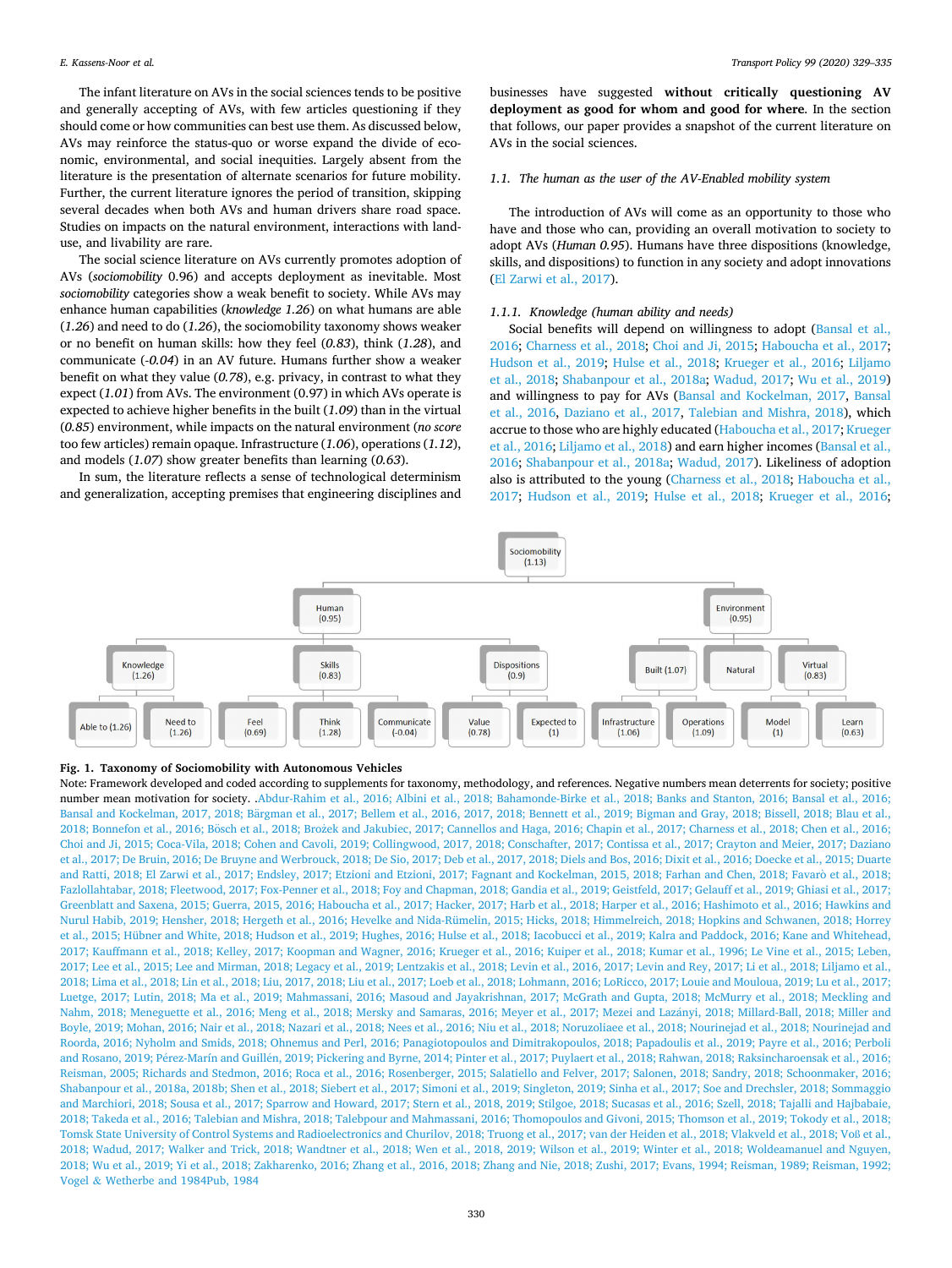The infant literature on AVs in the social sciences tends to be positive and generally accepting of AVs, with few articles questioning if they should come or how communities can best use them. As discussed below, AVs may reinforce the status-quo or worse expand the divide of economic, environmental, and social inequities. Largely absent from the literature is the presentation of alternate scenarios for future mobility. Further, the current literature ignores the period of transition, skipping several decades when both AVs and human drivers share road space. Studies on impacts on the natural environment, interactions with land-use, and livability are rare.

The social science literature on AVs currently promotes adoption of AVs (*sociomobility* 0.96) and accepts deployment as inevitable. Most *sociomobility* categories show a weak benefit to society. While AVs may enhance human capabilities (*knowledge 1.26*) on what humans are able (*1.26*) and need to do (*1.26*), the sociomobility taxonomy shows weaker or no benefit on human skills: how they feel (*0.83*), think (*1.28*), and communicate (*-0.04*) in an AV future. Humans further show a weaker benefit on what they value (*0.78*), e.g. privacy, in contrast to what they expect (*1.01*) from AVs. The environment (0.97) in which AVs operate is expected to achieve higher benefits in the built (*1.09*) than in the virtual (*0.85*) environment, while impacts on the natural environment (*no score* too few articles) remain opaque. Infrastructure (*1.06*), operations (*1.12*), and models (*1.07*) show greater benefits than learning (*0.63*).

In sum, the literature reflects a sense of technological determinism and generalization, accepting premises that engineering disciplines and businesses have suggested **without critically questioning AV deployment as good for whom and good for where.** In the section that follows, our paper provides a snapshot of the current literature on AVs in the social sciences.

### 1.1. The human as the user of the AV-Enabled mobility system

The introduction of AVs will come as an opportunity to those who have and those who can, providing an overall motivation to society to adopt AVs (*Human 0.95*). Humans have three dispositions (knowledge, skills, and dispositions) to function in any society and adopt innovations (El Zarwi et al., 2017).

#### 1.1.1. Knowledge (human ability and needs)

Social benefits will depend on willingness to adopt (Bansal et al., 2016; Charness et al., 2018; Choi and Ji, 2015; Haboucha et al., 2017; Hudson et al., 2019; Hulse et al., 2018; Krueger et al., 2016; Liljamo et al., 2018; Shabanpour et al., 2018a; Wadud, 2017; Wu et al., 2019) and willingness to pay for AVs (Bansal and Kockelman, 2017, Bansal et al., 2016; Daziano et al., 2017; Talebian and Mishra, 2018), which accrue to those who are highly educated (Haboucha et al., 2017; Krueger et al., 2016; Liljamo et al., 2018) and earn higher incomes (Bansal et al., 2016; Shabanpour et al., 2018a; Wadud, 2017). Likeliness of adoption also is attributed to the young (Charness et al., 2018; Haboucha et al., 2017; Hudson et al., 2019; Hulse et al., 2018; Krueger et al., 2016;

Sociomobility (1.13)
- Human (0.95)
  - Knowledge (1.26): Able to (1.26); Need to (1.26)
  - Skills (0.83): Feel (0.69); Think (1.28); Communicate (-0.04)
  - Dispositions (0.9): Value (0.78); Expected to (1)
- Environment (0.95)
  - Built (1.07): Infrastructure (1.06); Operations (1.09)
  - Natural
  - Virtual (0.83): Model (1); Learn (0.63)

**Fig. 1. Taxonomy of Sociomobility with Autonomous Vehicles**

Note: Framework developed and coded according to supplements for taxonomy, methodology, and references. Negative numbers mean deterrents for society; positive number mean motivation for society. .Abdur-Rahim et al., 2016; Albini et al., 2018; Bahamonde-Birke et al., 2018; Banks and Stanton, 2016; Bansal et al., 2016; Bansal and Kockelman, 2017, 2018; Bärgman et al., 2017; Bellem et al., 2016, 2017, 2018; Bennett et al., 2019; Bigman and Gray, 2018; Bissell, 2018; Blau et al., 2018; Bonnefon et al., 2016; Bösch et al., 2018; Brożek and Jakubiec, 2017; Cannellos and Haga, 2016; Chapin et al., 2017; Charness et al., 2018; Chen et al., 2016; Choi and Ji, 2015; Coca-Vila, 2018; Cohen and Cavoli, 2019; Collingwood, 2017, 2018; Conschafter, 2017; Contissa et al., 2017; Crayton and Meier, 2017; Daziano et al., 2017; De Bruin, 2016; De Bruyne and Werbrouck, 2018; De Sio, 2017; Deb et al., 2017, 2018; Diels and Bos, 2016; Dixit et al., 2016; Doecke et al., 2015; Duarte and Ratti, 2018; El Zarwi et al., 2017; Endsley, 2017; Etzioni and Etzioni, 2017; Fagnant and Kockelman, 2015, 2018; Farhan and Chen, 2018; Favarò et al., 2018; Fazlollahtabar, 2018; Fleetwood, 2017; Fox-Penner et al., 2018; Foy and Chapman, 2018; Gandia et al., 2019; Geistfeld, 2017; Gelauff et al., 2019; Ghiasi et al., 2017; Greenblatt and Saxena, 2015; Guerra, 2015, 2016; Haboucha et al., 2017; Hacker, 2017; Harb et al., 2018; Harper et al., 2016; Hashimoto et al., 2016; Hawkins and Nurul Habib, 2019; Hensher, 2018; Hergeth et al., 2016; Hevelke and Nida-Rümelin, 2015; Hicks, 2018; Himmelreich, 2018; Hopkins and Schwanen, 2018; Horrey et al., 2015; Hübner and White, 2018; Hudson et al., 2019; Hughes, 2016; Hulse et al., 2018; Iacobucci et al., 2019; Kalra and Paddock, 2016; Kane and Whitehead, 2017; Kauffmann et al., 2018; Kelley, 2017; Koopman and Wagner, 2016; Krueger et al., 2016; Kuiper et al., 2018; Kumar et al., 1996; Le Vine et al., 2015; Leben, 2017; Lee et al., 2015; Lee and Mirman, 2018; Legacy et al., 2019; Lentzakis et al., 2018; Levin et al., 2016, 2017; Levin and Rey, 2017; Li et al., 2018; Liljamo et al., 2018; Lima et al., 2018; Lin et al., 2018; Liu, 2017, 2018; Liu et al., 2017; Loeb et al., 2018; Lohmann, 2016; LoRicco, 2017; Louie and Mouloua, 2019; Lu et al., 2017; Luetge, 2017; Lutin, 2018; Ma et al., 2019; Mahmassani, 2016; Masoud and Jayakrishnan, 2017; McGrath and Gupta, 2018; McMurry et al., 2018; Meckling and Nahm, 2018; Meneguette et al., 2016; Meng et al., 2018; Mersky and Samaras, 2016; Meyer et al., 2017; Mezei and Lazányi, 2018; Millard-Ball, 2018; Miller and Boyle, 2019; Mohan, 2016; Nair et al., 2018; Nazari et al., 2018; Nees et al., 2016; Niu et al., 2018; Noruzoliaee et al., 2018; Nourinejad et al., 2018; Nourinejad and Roorda, 2016; Nyholm and Smids, 2018; Ohnemus and Perl, 2016; Panagiotopoulos and Dimitrakopoulos, 2018; Papadoulis et al., 2019; Payre et al., 2016; Perboli and Rosano, 2019; Pérez-Marín and Guillén, 2019; Pickering and Byrne, 2014; Pinter et al., 2017; Puylaert et al., 2018; Rahwan, 2018; Raksincharoensak et al., 2016; Reisman, 2005; Richards and Stedmon, 2016; Roca et al., 2016; Rosenberger, 2015; Salatiello and Felver, 2017; Salonen, 2018; Sandry, 2018; Schoonmaker, 2016; Shabanpour et al., 2018a, 2018b; Shen et al., 2018; Siebert et al., 2017; Simoni et al., 2019; Singleton, 2019; Sinha et al., 2017; Soe and Drechsler, 2018; Sommaggio and Marchiori, 2018; Sousa et al., 2017; Sparrow and Howard, 2017; Stern et al., 2018, 2019; Stilgoe, 2018; Sucasas et al., 2016; Szell, 2018; Tajalli and Hajbabaie, 2018; Takeda et al., 2016; Talebian and Mishra, 2018; Talebpour and Mahmassani, 2016; Thomopoulos and Givoni, 2015; Thomson et al., 2019; Tokody et al., 2018; Tomsk State University of Control Systems and Radioelectronics and Churilov, 2018; Truong et al., 2017; van der Heiden et al., 2018; Vlakveld et al., 2018; Voß et al., 2018; Wadud, 2017; Walker and Trick, 2018; Wandtner et al., 2018; Wen et al., 2018, 2019; Wilson et al., 2019; Winter et al., 2018; Woldeamanuel and Nguyen, 2018; Wu et al., 2019; Yi et al., 2018; Zakharenko, 2016; Zhang et al., 2016, 2018; Zhang and Nie, 2018; Zushi, 2017; Evans, 1994; Reisman, 1989; Reisman, 1992; Vogel & Wetherbe and 1984Pub, 1984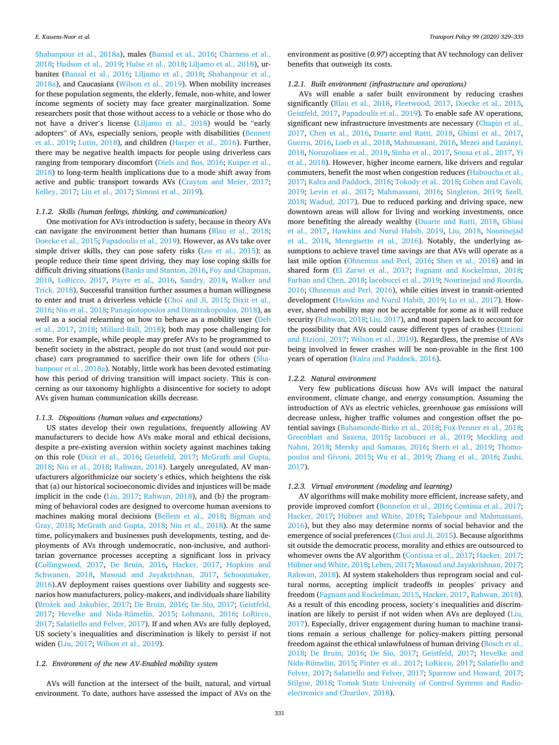Shabanpour et al., 2018a), males (Bansal et al., 2016; Charness et al., 2018; Hudson et al., 2019; Hulse et al., 2018; Liljamo et al., 2018), urbanites (Bansal et al., 2016; Liljamo et al., 2018; Shabanpour et al., 2018a), and Caucasians (Wilson et al., 2019). When mobility increases for these population segments, the elderly, female, non-white, and lower income segments of society may face greater marginalization. Some researchers posit that those without access to a vehicle or those who do not have a driver's license (Liljamo et al., 2018) would be "early adopters" of AVs, especially seniors, people with disabilities (Bennett et al., 2019; Lutin, 2018), and children (Harper et al., 2016). Further, there may be negative health impacts for people using driverless cars ranging from temporary discomfort (Diels and Bos, 2016; Kuiper et al., 2018) to long-term health implications due to a mode shift away from active and public transport towards AVs (Crayton and Meier, 2017; Kelley, 2017; Liu et al., 2017; Simoni et al., 2019).

#### 1.1.2. Skills (human feelings, thinking, and communication)

One motivation for AVs introduction is safety, because in theory AVs can navigate the environment better than humans (Blau et al., 2018; Doecke et al., 2015; Papadoulis et al., 2019). However, as AVs take over simple driver skills, they can pose safety risks (Lee et al., 2015): as people reduce their time spent driving, they may lose coping skills for difficult driving situations (Banks and Stanton, 2016, Foy and Chapman, 2018, LoRicco, 2017, Payre et al., 2016, Sandry, 2018, Walker and Trick, 2018). Successful transition further assumes a human willingness to enter and trust a driverless vehicle (Choi and Ji, 2015; Dixit et al., 2016; Niu et al., 2018; Panagiotopoulos and Dimitrakopoulos, 2018), as well as a social relearning on how to behave as a mobility user (Deb et al., 2017, 2018; Millard-Ball, 2018); both may pose challenging for some. For example, while people may prefer AVs to be programmed to benefit society in the abstract, people do not trust (and would not purchase) cars programmed to sacrifice their own life for others (Shabanpour et al., 2018a). Notably, little work has been devoted estimating how this period of driving transition will impact society. This is concerning as our taxonomy highlights a disincentive for society to adopt AVs given human communication skills decrease.

#### 1.1.3. Dispositions (human values and expectations)

US states develop their own regulations, frequently allowing AV manufacturers to decide how AVs make moral and ethical decisions, despite a pre-existing aversion within society against machines taking on this role (Dixit et al., 2016; Geistfeld, 2017; McGrath and Gupta, 2018; Niu et al., 2018; Rahwan, 2018). Largely unregulated, AV manufacturers algorithmicize our society's ethics, which heightens the risk that (a) our historical socioeconomic divides and injustices will be made implicit in the code (Liu, 2017; Rahwan, 2018), and (b) the programming of behavioral codes are designed to overcome human aversions to machines making moral decisions (Bellem et al., 2018; Bigman and Gray, 2018; McGrath and Gupta, 2018; Niu et al., 2018). At the same time, policymakers and businesses push developments, testing, and deployments of AVs through undemocratic, non-inclusive, and authoritarian governance processes accepting a significant loss in privacy (Collingwood, 2017, De Bruin, 2016, Hacker, 2017, Hopkins and Schwanen, 2018, Masoud and Jayakrishnan, 2017, Schoonmaker, 2016).AV deployment raises questions over liability and suggests scenarios how manufacturers, policy-makers, and individuals share liability (Brożek and Jakubiec, 2017; De Bruin, 2016; De Sio, 2017; Geistfeld, 2017; Hevelke and Nida-Rümelin, 2015; Lohmann, 2016; LoRicco, 2017; Salatiello and Felver, 2017). If and when AVs are fully deployed, US society's inequalities and discrimination is likely to persist if not widen (Liu, 2017; Wilson et al., 2019).

### 1.2. Environment of the new AV-Enabled mobility system

AVs will function at the intersect of the built, natural, and virtual environment. To date, authors have assessed the impact of AVs on the environment as positive (*0.97*) accepting that AV technology can deliver benefits that outweigh its costs.

#### 1.2.1. Built environment (infrastructure and operations)

AVs will enable a safer built environment by reducing crashes significantly (Blau et al., 2018, Fleetwood, 2017, Doecke et al., 2015, Geistfeld, 2017, Papadoulis et al., 2019). To enable safe AV operations, significant new infrastructure investments are necessary (Chapin et al., 2017, Chen et al., 2016, Duarte and Ratti, 2018, Ghiasi et al., 2017, Guerra, 2016, Loeb et al., 2018, Mahmassani, 2016, Mezei and Lazányi, 2018, Noruzoliaee et al., 2018, Sinha et al., 2017, Sousa et al., 2017, Yi et al., 2018). However, higher income earners, like drivers and regular commuters, benefit the most when congestion reduces (Haboucha et al., 2017; Kalra and Paddock, 2016; Tokody et al., 2018; Cohen and Cavoli, 2019; Levin et al., 2017; Mahmassani, 2016; Singleton, 2019; Szell, 2018; Wadud, 2017). Due to reduced parking and driving space, new downtown areas will allow for living and working investments, once more benefiting the already wealthy (Duarte and Ratti, 2018, Ghiasi et al., 2017, Hawkins and Nurul Habib, 2019, Liu, 2018, Nourinejad et al., 2018, Meneguette et al., 2016). Notably, the underlying assumptions to achieve travel time savings are that AVs will operate as a last mile option (Ohnemus and Perl, 2016; Shen et al., 2018) and in shared form (El Zarwi et al., 2017; Fagnant and Kockelman, 2018; Farhan and Chen, 2018; Iacobucci et al., 2019; Nourinejad and Roorda, 2016; Ohnemus and Perl, 2016), while cities invest in transit-oriented development (Hawkins and Nurul Habib, 2019; Lu et al., 2017). However, shared mobility may not be acceptable for some as it will reduce security (Rahwan, 2018; Liu, 2017), and most papers lack to account for the possibility that AVs could cause different types of crashes (Etzioni and Etzioni, 2017; Wilson et al., 2019). Regardless, the premise of AVs being involved in fewer crashes will be non-provable in the first 100 years of operation (Kalra and Paddock, 2016).

#### 1.2.2. Natural environment

Very few publications discuss how AVs will impact the natural environment, climate change, and energy consumption. Assuming the introduction of AVs as electric vehicles, greenhouse gas emissions will decrease unless, higher traffic volumes and congestion offset the potential savings (Bahamonde-Birke et al., 2018; Fox-Penner et al., 2018; Greenblatt and Saxena, 2015; Iacobucci et al., 2019; Meckling and Nahm, 2018; Mersky and Samaras, 2016; Stern et al., 2019; Thomopoulos and Givoni, 2015; Wu et al., 2019; Zhang et al., 2016; Zushi, 2017).

#### 1.2.3. Virtual environment (modeling and learning)

AV algorithms will make mobility more efficient, increase safety, and provide improved comfort (Bonnefon et al., 2016; Contissa et al., 2017; Hacker, 2017; Hübner and White, 2018; Talebpour and Mahmassani, 2016), but they also may determine norms of social behavior and the emergence of social preferences (Choi and Ji, 2015). Because algorithms sit outside the democratic process, morality and ethics are outsourced to whomever owns the AV algorithm (Contissa et al., 2017; Hacker, 2017; Hübner and White, 2018; Leben, 2017; Masoud and Jayakrishnan, 2017; Rahwan, 2018). AI system stakeholders thus reprogram social and cultural norms, accepting implicit tradeoffs in peoples' privacy and freedom (Fagnant and Kockelman, 2015, Hacker, 2017, Rahwan, 2018). As a result of this encoding process, society's inequalities and discrimination are likely to persist if not widen when AVs are deployed (Liu, 2017). Especially, driver engagement during human to machine transitions remain a serious challenge for policy-makers pitting personal freedom against the ethical unlawfulness of human driving (Bösch et al., 2018; De Bruin, 2016; De Sio, 2017; Geistfeld, 2017; Hevelke and Nida-Rümelin, 2015; Pinter et al., 2017; LoRicco, 2017; Salatiello and Felver, 2017; Salatiello and Felver, 2017; Sparrow and Howard, 2017; Stilgoe, 2018; Tomsk State University of Control Systems and Radioelectronics and Churilov, 2018).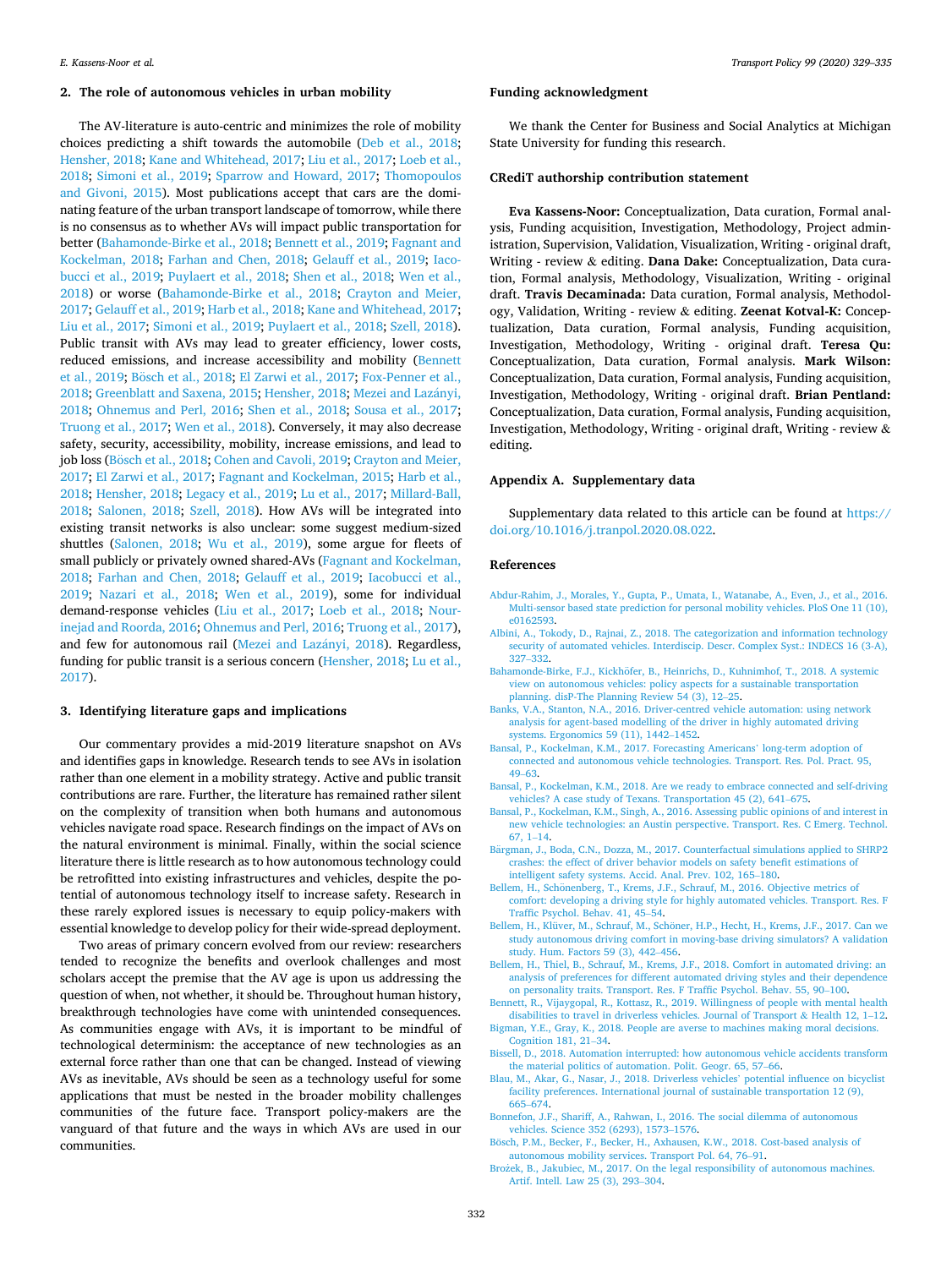## 2. The role of autonomous vehicles in urban mobility

The AV-literature is auto-centric and minimizes the role of mobility choices predicting a shift towards the automobile (Deb et al., 2018; Hensher, 2018; Kane and Whitehead, 2017; Liu et al., 2017; Loeb et al., 2018; Simoni et al., 2019; Sparrow and Howard, 2017; Thomopoulos and Givoni, 2015). Most publications accept that cars are the dominating feature of the urban transport landscape of tomorrow, while there is no consensus as to whether AVs will impact public transportation for better (Bahamonde-Birke et al., 2018; Bennett et al., 2019; Fagnant and Kockelman, 2018; Farhan and Chen, 2018; Gelauff et al., 2019; Iacobucci et al., 2019; Puylaert et al., 2018; Shen et al., 2018; Wen et al., 2018) or worse (Bahamonde-Birke et al., 2018; Crayton and Meier, 2017; Gelauff et al., 2019; Harb et al., 2018; Kane and Whitehead, 2017; Liu et al., 2017; Simoni et al., 2019; Puylaert et al., 2018; Szell, 2018). Public transit with AVs may lead to greater efficiency, lower costs, reduced emissions, and increase accessibility and mobility (Bennett et al., 2019; Bösch et al., 2018; El Zarwi et al., 2017; Fox-Penner et al., 2018; Greenblatt and Saxena, 2015; Hensher, 2018; Mezei and Lazányi, 2018; Ohnemus and Perl, 2016; Shen et al., 2018; Sousa et al., 2017; Truong et al., 2017; Wen et al., 2018). Conversely, it may also decrease safety, security, accessibility, mobility, increase emissions, and lead to job loss (Bösch et al., 2018; Cohen and Cavoli, 2019; Crayton and Meier, 2017; El Zarwi et al., 2017; Fagnant and Kockelman, 2015; Harb et al., 2018; Hensher, 2018; Legacy et al., 2019; Lu et al., 2017; Millard-Ball, 2018; Salonen, 2018; Szell, 2018). How AVs will be integrated into existing transit networks is also unclear: some suggest medium-sized shuttles (Salonen, 2018; Wu et al., 2019), some argue for fleets of small publicly or privately owned shared-AVs (Fagnant and Kockelman, 2018; Farhan and Chen, 2018; Gelauff et al., 2019; Iacobucci et al., 2019; Nazari et al., 2018; Wen et al., 2019), some for individual demand-response vehicles (Liu et al., 2017; Loeb et al., 2018; Nourinejad and Roorda, 2016; Ohnemus and Perl, 2016; Truong et al., 2017), and few for autonomous rail (Mezei and Lazányi, 2018). Regardless, funding for public transit is a serious concern (Hensher, 2018; Lu et al., 2017).

## 3. Identifying literature gaps and implications

Our commentary provides a mid-2019 literature snapshot on AVs and identifies gaps in knowledge. Research tends to see AVs in isolation rather than one element in a mobility strategy. Active and public transit contributions are rare. Further, the literature has remained rather silent on the complexity of transition when both humans and autonomous vehicles navigate road space. Research findings on the impact of AVs on the natural environment is minimal. Finally, within the social science literature there is little research as to how autonomous technology could be retrofitted into existing infrastructures and vehicles, despite the potential of autonomous technology itself to increase safety. Research in these rarely explored issues is necessary to equip policy-makers with essential knowledge to develop policy for their wide-spread deployment.

Two areas of primary concern evolved from our review: researchers tended to recognize the benefits and overlook challenges and most scholars accept the premise that the AV age is upon us addressing the question of when, not whether, it should be. Throughout human history, breakthrough technologies have come with unintended consequences. As communities engage with AVs, it is important to be mindful of technological determinism: the acceptance of new technologies as an external force rather than one that can be changed. Instead of viewing AVs as inevitable, AVs should be seen as a technology useful for some applications that must be nested in the broader mobility challenges communities of the future face. Transport policy-makers are the vanguard of that future and the ways in which AVs are used in our communities.

## Funding acknowledgment

We thank the Center for Business and Social Analytics at Michigan State University for funding this research.

## CRediT authorship contribution statement

**Eva Kassens-Noor:** Conceptualization, Data curation, Formal analysis, Funding acquisition, Investigation, Methodology, Project administration, Supervision, Validation, Visualization, Writing - original draft, Writing - review & editing. **Dana Dake:** Conceptualization, Data curation, Formal analysis, Methodology, Visualization, Writing - original draft. **Travis Decaminada:** Data curation, Formal analysis, Methodology, Validation, Writing - review & editing. **Zeenat Kotval-K:** Conceptualization, Data curation, Formal analysis, Funding acquisition, Investigation, Methodology, Writing - original draft. **Teresa Qu:** Conceptualization, Data curation, Formal analysis. **Mark Wilson:** Conceptualization, Data curation, Formal analysis, Funding acquisition, Investigation, Methodology, Writing - original draft. **Brian Pentland:** Conceptualization, Data curation, Formal analysis, Funding acquisition, Investigation, Methodology, Writing - original draft, Writing - review & editing.

## Appendix A. Supplementary data

Supplementary data related to this article can be found at https://doi.org/10.1016/j.tranpol.2020.08.022.

## References

Abdur-Rahim, J., Morales, Y., Gupta, P., Umata, I., Watanabe, A., Even, J., et al., 2016. Multi-sensor based state prediction for personal mobility vehicles. PloS One 11 (10), e0162593.

Albini, A., Tokody, D., Rajnai, Z., 2018. The categorization and information technology security of automated vehicles. Interdiscip. Descr. Complex Syst.: INDECS 16 (3-A), 327–332.

Bahamonde-Birke, F.J., Kickhöfer, B., Heinrichs, D., Kuhnimhof, T., 2018. A systemic view on autonomous vehicles: policy aspects for a sustainable transportation planning. disP-The Planning Review 54 (3), 12–25.

Banks, V.A., Stanton, N.A., 2016. Driver-centred vehicle automation: using network analysis for agent-based modelling of the driver in highly automated driving systems. Ergonomics 59 (11), 1442–1452.

Bansal, P., Kockelman, K.M., 2017. Forecasting Americans' long-term adoption of connected and autonomous vehicle technologies. Transport. Res. Pol. Pract. 95, 49–63.

Bansal, P., Kockelman, K.M., 2018. Are we ready to embrace connected and self-driving vehicles? A case study of Texans. Transportation 45 (2), 641–675.

Bansal, P., Kockelman, K.M., Singh, A., 2016. Assessing public opinions of and interest in new vehicle technologies: an Austin perspective. Transport. Res. C Emerg. Technol. 67, 1–14.

Bärgman, J., Boda, C.N., Dozza, M., 2017. Counterfactual simulations applied to SHRP2 crashes: the effect of driver behavior models on safety benefit estimations of intelligent safety systems. Accid. Anal. Prev. 102, 165–180.

Bellem, H., Schönenberg, T., Krems, J.F., Schrauf, M., 2016. Objective metrics of comfort: developing a driving style for highly automated vehicles. Transport. Res. F Traffic Psychol. Behav. 41, 45–54.

Bellem, H., Klüver, M., Schrauf, M., Schöner, H.P., Hecht, H., Krems, J.F., 2017. Can we study autonomous driving comfort in moving-base driving simulators? A validation study. Hum. Factors 59 (3), 442–456.

Bellem, H., Thiel, B., Schrauf, M., Krems, J.F., 2018. Comfort in automated driving: an analysis of preferences for different automated driving styles and their dependence on personality traits. Transport. Res. F Traffic Psychol. Behav. 55, 90–100.

Bennett, R., Vijaygopal, R., Kottasz, R., 2019. Willingness of people with mental health disabilities to travel in driverless vehicles. Journal of Transport & Health 12, 1–12.

Bigman, Y.E., Gray, K., 2018. People are averse to machines making moral decisions. Cognition 181, 21–34.

Bissell, D., 2018. Automation interrupted: how autonomous vehicle accidents transform the material politics of automation. Polit. Geogr. 65, 57–66.

Blau, M., Akar, G., Nasar, J., 2018. Driverless vehicles' potential influence on bicyclist facility preferences. International journal of sustainable transportation 12 (9), 665–674.

Bonnefon, J.F., Shariff, A., Rahwan, I., 2016. The social dilemma of autonomous vehicles. Science 352 (6293), 1573–1576.

Bösch, P.M., Becker, F., Becker, H., Axhausen, K.W., 2018. Cost-based analysis of autonomous mobility services. Transport Pol. 64, 76–91.

Brożek, B., Jakubiec, M., 2017. On the legal responsibility of autonomous machines. Artif. Intell. Law 25 (3), 293–304.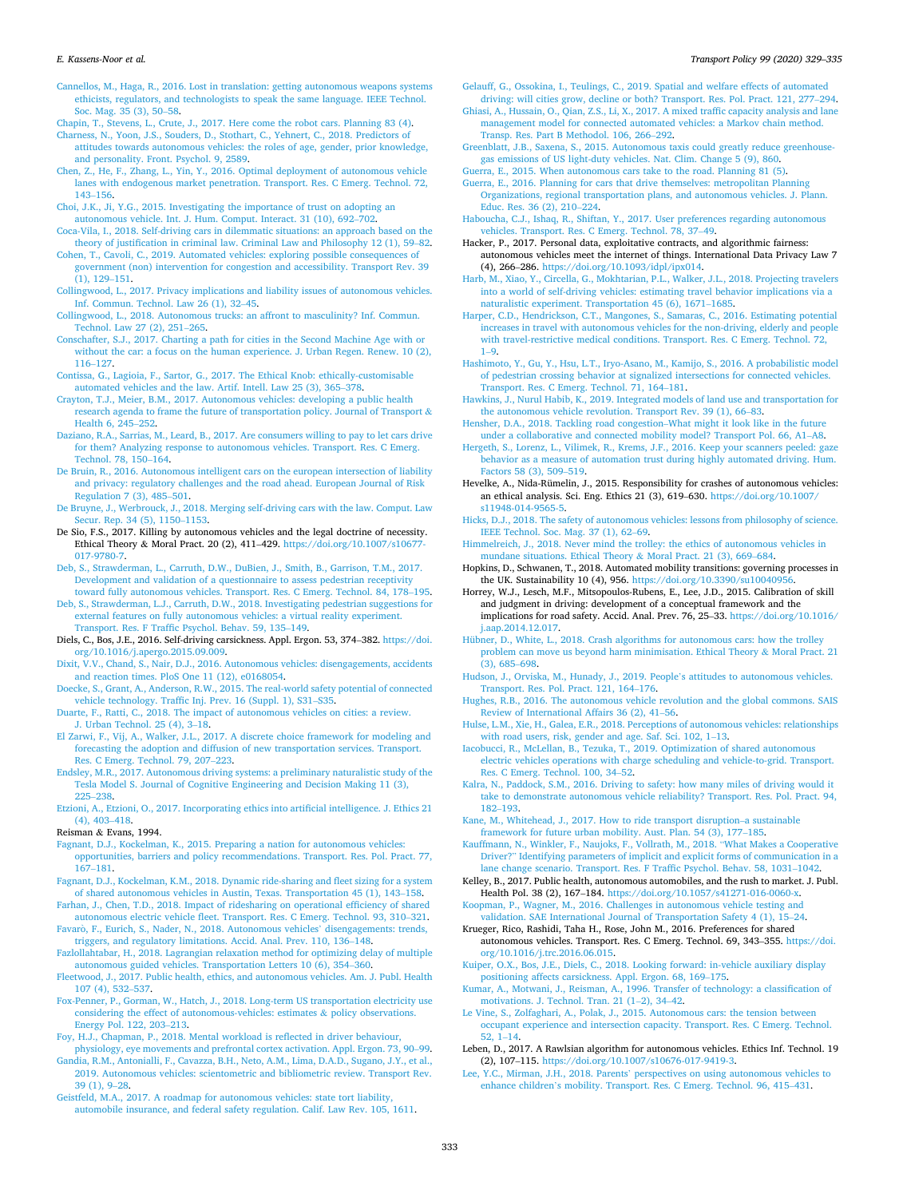Cannellos, M., Haga, R., 2016. Lost in translation: getting autonomous weapons systems ethicists, regulators, and technologists to speak the same language. IEEE Technol. Soc. Mag. 35 (3), 50–58.

Chapin, T., Stevens, L., Crute, J., 2017. Here come the robot cars. Planning 83 (4).

Charness, N., Yoon, J.S., Souders, D., Stothart, C., Yehnert, C., 2018. Predictors of attitudes towards autonomous vehicles: the roles of age, gender, prior knowledge, and personality. Front. Psychol. 9, 2589.

Chen, Z., He, F., Zhang, L., Yin, Y., 2016. Optimal deployment of autonomous vehicle lanes with endogenous market penetration. Transport. Res. C Emerg. Technol. 72, 143–156.

Choi, J.K., Ji, Y.G., 2015. Investigating the importance of trust on adopting an autonomous vehicle. Int. J. Hum. Comput. Interact. 31 (10), 692–702.

Coca-Vila, I., 2018. Self-driving cars in dilemmatic situations: an approach based on the theory of justification in criminal law. Criminal Law and Philosophy 12 (1), 59–82.

Cohen, T., Cavoli, C., 2019. Automated vehicles: exploring possible consequences of government (non) intervention for congestion and accessibility. Transport Rev. 39 (1), 129–151.

Collingwood, L., 2017. Privacy implications and liability issues of autonomous vehicles. Inf. Commun. Technol. Law 26 (1), 32–45.

Collingwood, L., 2018. Autonomous trucks: an affront to masculinity? Inf. Commun. Technol. Law 27 (2), 251–265.

Conschafter, S.J., 2017. Charting a path for cities in the Second Machine Age with or without the car: a focus on the human experience. J. Urban Regen. Renew. 10 (2), 116–127.

Contissa, G., Lagioia, F., Sartor, G., 2017. The Ethical Knob: ethically-customisable automated vehicles and the law. Artif. Intell. Law 25 (3), 365–378.

Crayton, T.J., Meier, B.M., 2017. Autonomous vehicles: developing a public health research agenda to frame the future of transportation policy. Journal of Transport & Health 6, 245–252.

Daziano, R.A., Sarrias, M., Leard, B., 2017. Are consumers willing to pay to let cars drive for them? Analyzing response to autonomous vehicles. Transport. Res. C Emerg. Technol. 78, 150–164.

De Bruin, R., 2016. Autonomous intelligent cars on the european intersection of liability and privacy: regulatory challenges and the road ahead. European Journal of Risk Regulation 7 (3), 485–501.

De Bruyne, J., Werbrouck, J., 2018. Merging self-driving cars with the law. Comput. Law Secur. Rep. 34 (5), 1150–1153.

De Sio, F.S., 2017. Killing by autonomous vehicles and the legal doctrine of necessity. Ethical Theory & Moral Pract. 20 (2), 411–429. https://doi.org/10.1007/s10677-017-9780-7.

Deb, S., Strawderman, L., Carruth, D.W., DuBien, J., Smith, B., Garrison, T.M., 2017. Development and validation of a questionnaire to assess pedestrian receptivity toward fully autonomous vehicles. Transport. Res. C Emerg. Technol. 84, 178–195.

Deb, S., Strawderman, L.J., Carruth, D.W., 2018. Investigating pedestrian suggestions for external features on fully autonomous vehicles: a virtual reality experiment. Transport. Res. F Traffic Psychol. Behav. 59, 135–149.

Diels, C., Bos, J.E., 2016. Self-driving carsickness. Appl. Ergon. 53, 374–382. https://doi.org/10.1016/j.apergo.2015.09.009.

Dixit, V.V., Chand, S., Nair, D.J., 2016. Autonomous vehicles: disengagements, accidents and reaction times. PloS One 11 (12), e0168054.

Doecke, S., Grant, A., Anderson, R.W., 2015. The real-world safety potential of connected vehicle technology. Traffic Inj. Prev. 16 (Suppl. 1), S31–S35.

Duarte, F., Ratti, C., 2018. The impact of autonomous vehicles on cities: a review. J. Urban Technol. 25 (4), 3–18.

El Zarwi, F., Vij, A., Walker, J.L., 2017. A discrete choice framework for modeling and forecasting the adoption and diffusion of new transportation services. Transport. Res. C Emerg. Technol. 79, 207–223.

Endsley, M.R., 2017. Autonomous driving systems: a preliminary naturalistic study of the Tesla Model S. Journal of Cognitive Engineering and Decision Making 11 (3), 225–238.

Etzioni, A., Etzioni, O., 2017. Incorporating ethics into artificial intelligence. J. Ethics 21 (4), 403–418.

Reisman & Evans, 1994.

Fagnant, D.J., Kockelman, K., 2015. Preparing a nation for autonomous vehicles: opportunities, barriers and policy recommendations. Transport. Res. Pol. Pract. 77, 167–181.

Fagnant, D.J., Kockelman, K.M., 2018. Dynamic ride-sharing and fleet sizing for a system of shared autonomous vehicles in Austin, Texas. Transportation 45 (1), 143–158.

Farhan, J., Chen, T.D., 2018. Impact of ridesharing on operational efficiency of shared autonomous electric vehicle fleet. Transport. Res. C Emerg. Technol. 93, 310–321.

Favarò, F., Eurich, S., Nader, N., 2018. Autonomous vehicles' disengagements: trends, triggers, and regulatory limitations. Accid. Anal. Prev. 110, 136–148.

Fazlollahtabar, H., 2018. Lagrangian relaxation method for optimizing delay of multiple autonomous guided vehicles. Transportation Letters 10 (6), 354–360.

Fleetwood, J., 2017. Public health, ethics, and autonomous vehicles. Am. J. Publ. Health 107 (4), 532–537.

Fox-Penner, P., Gorman, W., Hatch, J., 2018. Long-term US transportation electricity use considering the effect of autonomous-vehicles: estimates & policy observations. Energy Pol. 122, 203–213.

Foy, H.J., Chapman, P., 2018. Mental workload is reflected in driver behaviour, physiology, eye movements and prefrontal cortex activation. Appl. Ergon. 73, 90–99.

Gandia, R.M., Antonialli, F., Cavazza, B.H., Neto, A.M., Lima, D.A.D., Sugano, J.Y., et al., 2019. Autonomous vehicles: scientometric and bibliometric review. Transport Rev. 39 (1), 9–28.

Geistfeld, M.A., 2017. A roadmap for autonomous vehicles: state tort liability, automobile insurance, and federal safety regulation. Calif. Law Rev. 105, 1611.

Gelauff, G., Ossokina, I., Teulings, C., 2019. Spatial and welfare effects of automated driving: will cities grow, decline or both? Transport. Res. Pol. Pract. 121, 277–294.

Ghiasi, A., Hussain, O., Qian, Z.S., Li, X., 2017. A mixed traffic capacity analysis and lane management model for connected automated vehicles: a Markov chain method. Transp. Res. Part B Methodol. 106, 266–292.

Greenblatt, J.B., Saxena, S., 2015. Autonomous taxis could greatly reduce greenhouse-gas emissions of US light-duty vehicles. Nat. Clim. Change 5 (9), 860.

Guerra, E., 2015. When autonomous cars take to the road. Planning 81 (5).

Guerra, E., 2016. Planning for cars that drive themselves: metropolitan Planning Organizations, regional transportation plans, and autonomous vehicles. J. Plann. Educ. Res. 36 (2), 210–224.

Haboucha, C.J., Ishaq, R., Shiftan, Y., 2017. User preferences regarding autonomous vehicles. Transport. Res. C Emerg. Technol. 78, 37–49.

Hacker, P., 2017. Personal data, exploitative contracts, and algorithmic fairness: autonomous vehicles meet the internet of things. International Data Privacy Law 7 (4), 266–286. https://doi.org/10.1093/idpl/ipx014.

Harb, M., Xiao, Y., Circella, G., Mokhtarian, P.L., Walker, J.L., 2018. Projecting travelers into a world of self-driving vehicles: estimating travel behavior implications via a naturalistic experiment. Transportation 45 (6), 1671–1685.

Harper, C.D., Hendrickson, C.T., Mangones, S., Samaras, C., 2016. Estimating potential increases in travel with autonomous vehicles for the non-driving, elderly and people with travel-restrictive medical conditions. Transport. Res. C Emerg. Technol. 72, 1–9.

Hashimoto, Y., Gu, Y., Hsu, L.T., Iryo-Asano, M., Kamijo, S., 2016. A probabilistic model of pedestrian crossing behavior at signalized intersections for connected vehicles. Transport. Res. C Emerg. Technol. 71, 164–181.

Hawkins, J., Nurul Habib, K., 2019. Integrated models of land use and transportation for the autonomous vehicle revolution. Transport Rev. 39 (1), 66–83.

Hensher, D.A., 2018. Tackling road congestion–What might it look like in the future under a collaborative and connected mobility model? Transport Pol. 66, A1–A8.

Hergeth, S., Lorenz, L., Vilimek, R., Krems, J.F., 2016. Keep your scanners peeled: gaze behavior as a measure of automation trust during highly automated driving. Hum. Factors 58 (3), 509–519.

Hevelke, A., Nida-Rümelin, J., 2015. Responsibility for crashes of autonomous vehicles: an ethical analysis. Sci. Eng. Ethics 21 (3), 619–630. https://doi.org/10.1007/s11948-014-9565-5.

Hicks, D.J., 2018. The safety of autonomous vehicles: lessons from philosophy of science. IEEE Technol. Soc. Mag. 37 (1), 62–69.

Himmelreich, J., 2018. Never mind the trolley: the ethics of autonomous vehicles in mundane situations. Ethical Theory & Moral Pract. 21 (3), 669–684.

Hopkins, D., Schwanen, T., 2018. Automated mobility transitions: governing processes in the UK. Sustainability 10 (4), 956. https://doi.org/10.3390/su10040956.

Horrey, W.J., Lesch, M.F., Mitsopoulos-Rubens, E., Lee, J.D., 2015. Calibration of skill and judgment in driving: development of a conceptual framework and the implications for road safety. Accid. Anal. Prev. 76, 25–33. https://doi.org/10.1016/j.aap.2014.12.017.

Hübner, D., White, L., 2018. Crash algorithms for autonomous cars: how the trolley problem can move us beyond harm minimisation. Ethical Theory & Moral Pract. 21 (3), 685–698.

Hudson, J., Orviska, M., Hunady, J., 2019. People's attitudes to autonomous vehicles. Transport. Res. Pol. Pract. 121, 164–176.

Hughes, R.B., 2016. The autonomous vehicle revolution and the global commons. SAIS Review of International Affairs 36 (2), 41–56.

Hulse, L.M., Xie, H., Galea, E.R., 2018. Perceptions of autonomous vehicles: relationships with road users, risk, gender and age. Saf. Sci. 102, 1–13.

Iacobucci, R., McLellan, B., Tezuka, T., 2019. Optimization of shared autonomous electric vehicles operations with charge scheduling and vehicle-to-grid. Transport. Res. C Emerg. Technol. 100, 34–52.

Kalra, N., Paddock, S.M., 2016. Driving to safety: how many miles of driving would it take to demonstrate autonomous vehicle reliability? Transport. Res. Pol. Pract. 94, 182–193.

Kane, M., Whitehead, J., 2017. How to ride transport disruption–a sustainable framework for future urban mobility. Aust. Plan. 54 (3), 177–185.

Kauffmann, N., Winkler, F., Naujoks, F., Vollrath, M., 2018. "What Makes a Cooperative Driver?" Identifying parameters of implicit and explicit forms of communication in a lane change scenario. Transport. Res. F Traffic Psychol. Behav. 58, 1031–1042.

Kelley, B., 2017. Public health, autonomous automobiles, and the rush to market. J. Publ. Health Pol. 38 (2), 167–184. https://doi.org/10.1057/s41271-016-0060-x.

Koopman, P., Wagner, M., 2016. Challenges in autonomous vehicle testing and validation. SAE International Journal of Transportation Safety 4 (1), 15–24.

Krueger, Rico, Rashidi, Taha H., Rose, John M., 2016. Preferences for shared autonomous vehicles. Transport. Res. C Emerg. Technol. 69, 343–355. https://doi.org/10.1016/j.trc.2016.06.015.

Kuiper, O.X., Bos, J.E., Diels, C., 2018. Looking forward: in-vehicle auxiliary display positioning affects carsickness. Appl. Ergon. 68, 169–175.

Kumar, A., Motwani, J., Reisman, A., 1996. Transfer of technology: a classification of motivations. J. Technol. Tran. 21 (1–2), 34–42.

Le Vine, S., Zolfaghari, A., Polak, J., 2015. Autonomous cars: the tension between occupant experience and intersection capacity. Transport. Res. C Emerg. Technol. 52, 1–14.

Leben, D., 2017. A Rawlsian algorithm for autonomous vehicles. Ethics Inf. Technol. 19 (2), 107–115. https://doi.org/10.1007/s10676-017-9419-3.

Lee, Y.C., Mirman, J.H., 2018. Parents' perspectives on using autonomous vehicles to enhance children's mobility. Transport. Res. C Emerg. Technol. 96, 415–431.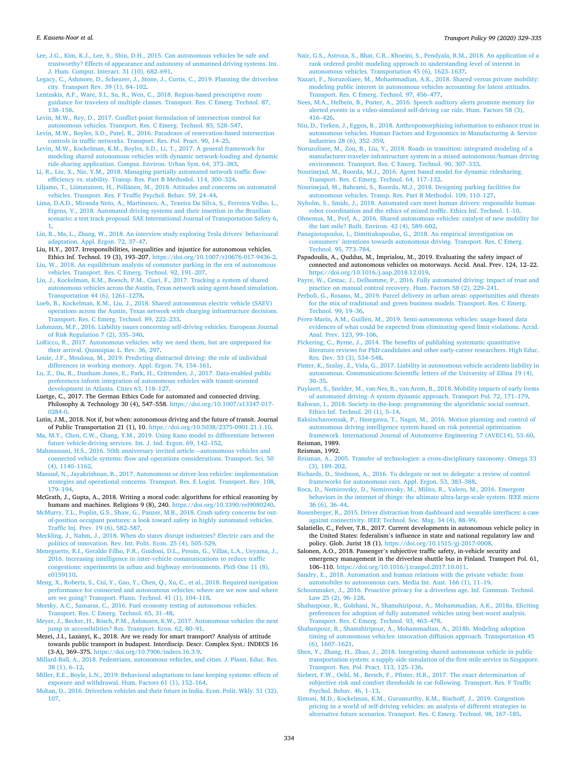Lee, J.G., Kim, K.J., Lee, S., Shin, D.H., 2015. Can autonomous vehicles be safe and trustworthy? Effects of appearance and autonomy of unmanned driving systems. Int. J. Hum. Comput. Interact. 31 (10), 682–691.

Legacy, C., Ashmore, D., Scheurer, J., Stone, J., Curtis, C., 2019. Planning the driverless city. Transport Rev. 39 (1), 84–102.

Lentzakis, A.F., Ware, S.I., Su, R., Wen, C., 2018. Region-based prescriptive route guidance for travelers of multiple classes. Transport. Res. C Emerg. Technol. 87, 138–158.

Levin, M.W., Rey, D., 2017. Conflict-point formulation of intersection control for autonomous vehicles. Transport. Res. C Emerg. Technol. 85, 528–547.

Levin, M.W., Boyles, S.D., Patel, R., 2016. Paradoxes of reservation-based intersection controls in traffic networks. Transport. Res. Pol. Pract. 90, 14–25.

Levin, M.W., Kockelman, K.M., Boyles, S.D., Li, T., 2017. A general framework for modeling shared autonomous vehicles with dynamic network-loading and dynamic ride-sharing application. Comput. Environ. Urban Syst. 64, 373–383.

Li, R., Liu, X., Nie, Y.M., 2018. Managing partially automated network traffic flow: efficiency vs. stability. Transp. Res. Part B Methodol. 114, 300–324.

Liljamo, T., Liimatainen, H., Pöllänen, M., 2018. Attitudes and concerns on automated vehicles. Transport. Res. F Traffic Psychol. Behav. 59, 24–44.

Lima, D.A.D., Miranda Neto, A., Martinesco, A., Texeira Da Silva, S., Ferreira Velho, L., Etgens, V., 2018. Automated driving systems and their insertion in the Brazilian scenario: a test track proposal. SAE International Journal of Transportation Safety 6, 1.

Lin, R., Ma, L., Zhang, W., 2018. An interview study exploring Tesla drivers' behavioural adaptation. Appl. Ergon. 72, 37–47.

Liu, H.Y., 2017. Irresponsibilities, inequalities and injustice for autonomous vehicles. Ethics Inf. Technol. 19 (3), 193–207. https://doi.org/10.1007/s10676-017-9436-2.

Liu, W., 2018. An equilibrium analysis of commuter parking in the era of autonomous vehicles. Transport. Res. C Emerg. Technol. 92, 191–207.

Liu, J., Kockelman, K.M., Boesch, P.M., Ciari, F., 2017. Tracking a system of shared autonomous vehicles across the Austin, Texas network using agent-based simulation. Transportation 44 (6), 1261–1278.

Loeb, B., Kockelman, K.M., Liu, J., 2018. Shared autonomous electric vehicle (SAEV) operations across the Austin, Texas network with charging infrastructure decisions. Transport. Res. C Emerg. Technol. 89, 222–233.

Lohmann, M.F., 2016. Liability issues concerning self-driving vehicles. European Journal of Risk Regulation 7 (2), 335–340.

LoRicco, R., 2017. Autonomous vehicles: why we need them, but are unprepared for their arrival. Quinnipiac L. Rev. 36, 297.

Louie, J.F., Mouloua, M., 2019. Predicting distracted driving: the role of individual differences in working memory. Appl. Ergon. 74, 154–161.

Lu, Z., Du, R., Dunham-Jones, E., Park, H., Crittenden, J., 2017. Data-enabled public preferences inform integration of autonomous vehicles with transit-oriented development in Atlanta. Cities 63, 118–127.

Luetge, C., 2017. The German Ethics Code for automated and connected driving. Philosophy & Technology 30 (4), 547–558. https://doi.org/10.1007/s13347-017-0284-0.

Lutin, J.M., 2018. Not if, but when: autonomous driving and the future of transit. Journal of Public Transportation 21 (1), 10. https://doi.org/10.5038/2375-0901.21.1.10.

Ma, M.Y., Chen, C.W., Chang, Y.M., 2019. Using Kano model to differentiate between future vehicle-driving services. Int. J. Ind. Ergon. 69, 142–152.

Mahmassani, H.S., 2016. 50th anniversary invited article—autonomous vehicles and connected vehicle systems: flow and operations considerations. Transport. Sci. 50 (4), 1140–1162.

Masoud, N., Jayakrishnan, R., 2017. Autonomous or driver-less vehicles: implementation strategies and operational concerns. Transport. Res. E Logist. Transport. Rev. 108, 179–194.

McGrath, J., Gupta, A., 2018. Writing a moral code: algorithms for ethical reasoning by humans and machines. Religions 9 (8), 240. https://doi.org/10.3390/rel9080240.

McMurry, T.L., Poplin, G.S., Shaw, G., Panzer, M.B., 2018. Crash safety concerns for out-of-position occupant postures: a look toward safety in highly automated vehicles. Traffic Inj. Prev. 19 (6), 582–587.

Meckling, J., Nahm, J., 2018. When do states disrupt industries? Electric cars and the politics of innovation. Rev. Int. Polit. Econ. 25 (4), 505–529.

Meneguette, R.I., Geraldo Filho, P.R., Guidoni, D.L., Pessin, G., Villas, L.A., Ueyama, J., 2016. Increasing intelligence in inter-vehicle communications to reduce traffic congestions: experiments in urban and highway environments. PloS One 11 (8), e0159110.

Meng, X., Roberts, S., Cui, Y., Gao, Y., Chen, Q., Xu, C., et al., 2018. Required navigation performance for connected and autonomous vehicles: where are we now and where are we going? Transport. Plann. Technol. 41 (1), 104–118.

Mersky, A.C., Samaras, C., 2016. Fuel economy testing of autonomous vehicles. Transport. Res. C Emerg. Technol. 65, 31–48.

Meyer, J., Becker, H., Bösch, P.M., Axhausen, K.W., 2017. Autonomous vehicles: the next jump in accessibilities? Res. Transport. Econ. 62, 80–91.

Mezei, J.I., Lazányi, K., 2018. Are we ready for smart transport? Analysis of attitude towards public transport in budapest. Interdiscip. Descr. Complex Syst.: INDECS 16 (3-A), 369–375. https://doi.org/10.7906/indecs.16.3.9.

Millard-Ball, A., 2018. Pedestrians, autonomous vehicles, and cities. J. Plann. Educ. Res. 38 (1), 6–12.

Miller, E.E., Boyle, L.N., 2019. Behavioral adaptations to lane keeping systems: effects of exposure and withdrawal. Hum. Factors 61 (1), 152–164.

Mohan, D., 2016. Driverless vehicles and their future in India. Econ. Polit. Wkly. 51 (32), 107.

Nair, G.S., Astroza, S., Bhat, C.R., Khoeini, S., Pendyala, R.M., 2018. An application of a rank ordered probit modeling approach to understanding level of interest in autonomous vehicles. Transportation 45 (6), 1623–1637.

Nazari, F., Noruzoliaee, M., Mohammadian, A.K., 2018. Shared versus private mobility: modeling public interest in autonomous vehicles accounting for latent attitudes. Transport. Res. C Emerg. Technol. 97, 456–477.

Nees, M.A., Helbein, B., Porter, A., 2016. Speech auditory alerts promote memory for alerted events in a video-simulated self-driving car ride. Hum. Factors 58 (3), 416–426.

Niu, D., Terken, J., Eggen, B., 2018. Anthropomorphizing information to enhance trust in autonomous vehicles. Human Factors and Ergonomics in Manufacturing & Service Industries 28 (6), 352–359.

Noruzoliaee, M., Zou, B., Liu, Y., 2018. Roads in transition: integrated modeling of a manufacturer-traveler-infrastructure system in a mixed autonomous/human driving environment. Transport. Res. C Emerg. Technol. 90, 307–333.

Nourinejad, M., Roorda, M.J., 2016. Agent based model for dynamic ridesharing. Transport. Res. C Emerg. Technol. 64, 117–132.

Nourinejad, M., Bahrami, S., Roorda, M.J., 2018. Designing parking facilities for autonomous vehicles. Transp. Res. Part B Methodol. 109, 110–127.

Nyholm, S., Smids, J., 2018. Automated cars meet human drivers: responsible human-robot coordination and the ethics of mixed traffic. Ethics Inf. Technol. 1–10.

Ohnemus, M., Perl, A., 2016. Shared autonomous vehicles: catalyst of new mobility for the last mile? Built. Environ. 42 (4), 589–602.

Panagiotopoulos, I., Dimitrakopoulos, G., 2018. An empirical investigation on consumers' intentions towards autonomous driving. Transport. Res. C Emerg. Technol. 95, 773–784.

Papadoulis, A., Quddus, M., Imprialou, M., 2019. Evaluating the safety impact of connected and autonomous vehicles on motorways. Accid. Anal. Prev. 124, 12–22. https://doi.org/10.1016/j.aap.2018.12.019.

Payre, W., Cestac, J., Delhomme, P., 2016. Fully automated driving: impact of trust and practice on manual control recovery. Hum. Factors 58 (2), 229–241.

Perboli, G., Rosano, M., 2019. Parcel delivery in urban areas: opportunities and threats for the mix of traditional and green business models. Transport. Res. C Emerg. Technol. 99, 19–36.

Pérez-Marín, A.M., Guillén, M., 2019. Semi-autonomous vehicles: usage-based data evidences of what could be expected from eliminating speed limit violations. Accid. Anal. Prev. 123, 99–106.

Pickering, C., Byrne, J., 2014. The benefits of publishing systematic quantitative literature reviews for PhD candidates and other early-career researchers. High Educ. Res. Dev. 33 (3), 534–548.

Pinter, K., Szalay, Z., Vida, G., 2017. Liability in autonomous vehicle accidents liability in autonomous. Communications-Scientific letters of the University of Zilina 19 (4), 30–35.

Puylaert, S., Snelder, M., van Nes, R., van Arem, B., 2018. Mobility impacts of early forms of automated driving–A system dynamic approach. Transport Pol. 72, 171–179.

Rahwan, I., 2018. Society-in-the-loop: programming the algorithmic social contract. Ethics Inf. Technol. 20 (1), 5–14.

Raksincharoensak, P., Hasegawa, T., Nagai, M., 2016. Motion planning and control of autonomous driving intelligence system based on risk potential optimization framework. International Journal of Automotive Engineering 7 (AVEC14), 53–60.

Reisman, 1989.

Reisman, 1992.

Reisman, A., 2005. Transfer of technologies: a cross-disciplinary taxonomy. Omega 33 (3), 189–202.

Richards, D., Stedmon, A., 2016. To delegate or not to delegate: a review of control frameworks for autonomous cars. Appl. Ergon. 53, 383–388.

Roca, D., Nemirovsky, D., Nemirovsky, M., Milito, R., Valero, M., 2016. Emergent behaviors in the internet of things: the ultimate ultra-large-scale system. IEEE micro 36 (6), 36–44.

Rosenberger, R., 2015. Driver distraction from dashboard and wearable interfaces: a case against connectivity. IEEE Technol. Soc. Mag. 34 (4), 88–99.

Salatiello, C., Felver, T.B., 2017. Current developments in autonomous vehicle policy in the United States: federalism's influence in state and national regulatory law and policy. Glob. Jurist 18 (1). https://doi.org/10.1515/gj-2017-0008.

Salonen, A.O., 2018. Passenger's subjective traffic safety, in-vehicle security and emergency management in the driverless shuttle bus in Finland. Transport Pol. 61, 106–110. https://doi.org/10.1016/j.tranpol.2017.10.011.

Sandry, E., 2018. Automation and human relations with the private vehicle: from automobiles to autonomous cars. Media Int. Aust. 166 (1), 11–19.

Schoonmaker, J., 2016. Proactive privacy for a driverless age. Inf. Commun. Technol. Law 25 (2), 96–128.

Shabanpour, R., Golshani, N., Shamshiripour, A., Mohammadian, A.K., 2018a. Eliciting preferences for adoption of fully automated vehicles using best-worst analysis. Transport. Res. C Emerg. Technol. 93, 463–478.

Shabanpour, R., Shamshiripour, A., Mohammadian, A., 2018b. Modeling adoption timing of autonomous vehicles: innovation diffusion approach. Transportation 45 (6), 1607–1621.

Shen, Y., Zhang, H., Zhao, J., 2018. Integrating shared autonomous vehicle in public transportation system: a supply-side simulation of the first-mile service in Singapore. Transport. Res. Pol. Pract. 113, 125–136.

Siebert, F.W., Oehl, M., Bersch, F., Pfister, H.R., 2017. The exact determination of subjective risk and comfort thresholds in car following. Transport. Res. F Traffic Psychol. Behav. 46, 1–13.

Simoni, M.D., Kockelman, K.M., Gurumurthy, K.M., Bischoff, J., 2019. Congestion pricing in a world of self-driving vehicles: an analysis of different strategies in alternative future scenarios. Transport. Res. C Emerg. Technol. 98, 167–185.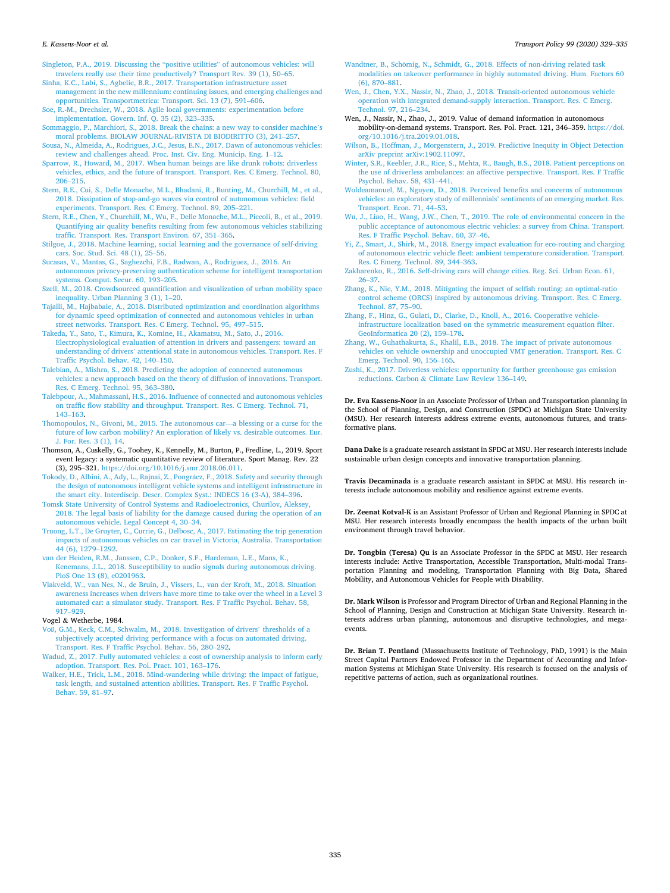Singleton, P.A., 2019. Discussing the "positive utilities" of autonomous vehicles: will travelers really use their time productively? Transport Rev. 39 (1), 50–65.

Sinha, K.C., Labi, S., Agbelie, B.R., 2017. Transportation infrastructure asset management in the new millennium: continuing issues, and emerging challenges and opportunities. Transportmetrica: Transport. Sci. 13 (7), 591–606.

Soe, R.-M., Drechsler, W., 2018. Agile local governments: experimentation before implementation. Govern. Inf. Q. 35 (2), 323–335.

Sommaggio, P., Marchiori, S., 2018. Break the chains: a new way to consider machine's moral problems. BIOLAW JOURNAL-RIVISTA DI BIODIRITTO (3), 241–257.

Sousa, N., Almeida, A., Rodrigues, J.C., Jesus, E.N., 2017. Dawn of autonomous vehicles: review and challenges ahead. Proc. Inst. Civ. Eng. Municip. Eng. 1–12.

Sparrow, R., Howard, M., 2017. When human beings are like drunk robots: driverless vehicles, ethics, and the future of transport. Transport. Res. C Emerg. Technol. 80, 206–215.

Stern, R.E., Cui, S., Delle Monache, M.L., Bhadani, R., Bunting, M., Churchill, M., et al., 2018. Dissipation of stop-and-go waves via control of autonomous vehicles: field experiments. Transport. Res. C Emerg. Technol. 89, 205–221.

Stern, R.E., Chen, Y., Churchill, M., Wu, F., Delle Monache, M.L., Piccoli, B., et al., 2019. Quantifying air quality benefits resulting from few autonomous vehicles stabilizing traffic. Transport. Res. Transport Environ. 67, 351–365.

Stilgoe, J., 2018. Machine learning, social learning and the governance of self-driving cars. Soc. Stud. Sci. 48 (1), 25–56.

Sucasas, V., Mantas, G., Saghezchi, F.B., Radwan, A., Rodriguez, J., 2016. An autonomous privacy-preserving authentication scheme for intelligent transportation systems. Comput. Secur. 60, 193–205.

Szell, M., 2018. Crowdsourced quantification and visualization of urban mobility space inequality. Urban Planning 3 (1), 1–20.

Tajalli, M., Hajbabaie, A., 2018. Distributed optimization and coordination algorithms for dynamic speed optimization of connected and autonomous vehicles in urban street networks. Transport. Res. C Emerg. Technol. 95, 497–515.

Takeda, Y., Sato, T., Kimura, K., Komine, H., Akamatsu, M., Sato, J., 2016. Electrophysiological evaluation of attention in drivers and passengers: toward an understanding of drivers' attentional state in autonomous vehicles. Transport. Res. F Traffic Psychol. Behav. 42, 140–150.

Talebian, A., Mishra, S., 2018. Predicting the adoption of connected autonomous vehicles: a new approach based on the theory of diffusion of innovations. Transport. Res. C Emerg. Technol. 95, 363–380.

Talebpour, A., Mahmassani, H.S., 2016. Influence of connected and autonomous vehicles on traffic flow stability and throughput. Transport. Res. C Emerg. Technol. 71, 143–163.

Thomopoulos, N., Givoni, M., 2015. The autonomous car—a blessing or a curse for the future of low carbon mobility? An exploration of likely vs. desirable outcomes. Eur. J. For. Res. 3 (1), 14.

Thomson, A., Cuskelly, G., Toohey, K., Kennelly, M., Burton, P., Fredline, L., 2019. Sport event legacy: a systematic quantitative review of literature. Sport Manag. Rev. 22 (3), 295–321. https://doi.org/10.1016/j.smr.2018.06.011.

Tokody, D., Albini, A., Ady, L., Rajnai, Z., Pongrácz, F., 2018. Safety and security through the design of autonomous intelligent vehicle systems and intelligent infrastructure in the smart city. Interdiscip. Descr. Complex Syst.: INDECS 16 (3-A), 384–396.

Tomsk State University of Control Systems and Radioelectronics, Churilov, Aleksey, 2018. The legal basis of liability for the damage caused during the operation of an autonomous vehicle. Legal Concept 4, 30–34.

Truong, L.T., De Gruyter, C., Currie, G., Delbosc, A., 2017. Estimating the trip generation impacts of autonomous vehicles on car travel in Victoria, Australia. Transportation 44 (6), 1279–1292.

van der Heiden, R.M., Janssen, C.P., Donker, S.F., Hardeman, L.E., Mans, K., Kenemans, J.L., 2018. Susceptibility to audio signals during autonomous driving. PloS One 13 (8), e0201963.

Vlakveld, W., van Nes, N., de Bruin, J., Vissers, L., van der Kroft, M., 2018. Situation awareness increases when drivers have more time to take over the wheel in a Level 3 automated car: a simulator study. Transport. Res. F Traffic Psychol. Behav. 58, 917–929.

Vogel & Wetherbe, 1984.

Voß, G.M., Keck, C.M., Schwalm, M., 2018. Investigation of drivers' thresholds of a subjectively accepted driving performance with a focus on automated driving. Transport. Res. F Traffic Psychol. Behav. 56, 280–292.

Wadud, Z., 2017. Fully automated vehicles: a cost of ownership analysis to inform early adoption. Transport. Res. Pol. Pract. 101, 163–176.

Walker, H.E., Trick, L.M., 2018. Mind-wandering while driving: the impact of fatigue, task length, and sustained attention abilities. Transport. Res. F Traffic Psychol. Behav. 59, 81–97.

Wandtner, B., Schömig, N., Schmidt, G., 2018. Effects of non-driving related task modalities on takeover performance in highly automated driving. Hum. Factors 60 (6), 870–881.

Wen, J., Chen, Y.X., Nassir, N., Zhao, J., 2018. Transit-oriented autonomous vehicle operation with integrated demand-supply interaction. Transport. Res. C Emerg. Technol. 97, 216–234.

Wen, J., Nassir, N., Zhao, J., 2019. Value of demand information in autonomous mobility-on-demand systems. Transport. Res. Pol. Pract. 121, 346–359. https://doi.org/10.1016/j.tra.2019.01.018.

Wilson, B., Hoffman, J., Morgenstern, J., 2019. Predictive Inequity in Object Detection arXiv preprint arXiv:1902.11097.

Winter, S.R., Keebler, J.R., Rice, S., Mehta, R., Baugh, B.S., 2018. Patient perceptions on the use of driverless ambulances: an affective perspective. Transport. Res. F Traffic Psychol. Behav. 58, 431–441.

Woldeamanuel, M., Nguyen, D., 2018. Perceived benefits and concerns of autonomous vehicles: an exploratory study of millennials' sentiments of an emerging market. Res. Transport. Econ. 71, 44–53.

Wu, J., Liao, H., Wang, J.W., Chen, T., 2019. The role of environmental concern in the public acceptance of autonomous electric vehicles: a survey from China. Transport. Res. F Traffic Psychol. Behav. 60, 37–46.

Yi, Z., Smart, J., Shirk, M., 2018. Energy impact evaluation for eco-routing and charging of autonomous electric vehicle fleet: ambient temperature consideration. Transport. Res. C Emerg. Technol. 89, 344–363.

Zakharenko, R., 2016. Self-driving cars will change cities. Reg. Sci. Urban Econ. 61, 26–37.

Zhang, K., Nie, Y.M., 2018. Mitigating the impact of selfish routing: an optimal-ratio control scheme (ORCS) inspired by autonomous driving. Transport. Res. C Emerg. Technol. 87, 75–90.

Zhang, F., Hinz, G., Gulati, D., Clarke, D., Knoll, A., 2016. Cooperative vehicle-infrastructure localization based on the symmetric measurement equation filter. GeoInformatica 20 (2), 159–178.

Zhang, W., Guhathakurta, S., Khalil, E.B., 2018. The impact of private autonomous vehicles on vehicle ownership and unoccupied VMT generation. Transport. Res. C Emerg. Technol. 90, 156–165.

Zushi, K., 2017. Driverless vehicles: opportunity for further greenhouse gas emission reductions. Carbon & Climate Law Review 136–149.

**Dr. Eva Kassens-Noor** in an Associate Professor of Urban and Transportation planning in the School of Planning, Design, and Construction (SPDC) at Michigan State University (MSU). Her research interests address extreme events, autonomous futures, and transformative plans.

**Dana Dake** is a graduate research assistant in SPDC at MSU. Her research interests include sustainable urban design concepts and innovative transportation planning.

**Travis Decaminada** is a graduate research assistant in SPDC at MSU. His research interests include autonomous mobility and resilience against extreme events.

**Dr. Zeenat Kotval-K** is an Assistant Professor of Urban and Regional Planning in SPDC at MSU. Her research interests broadly encompass the health impacts of the urban built environment through travel behavior.

**Dr. Tongbin (Teresa) Qu** is an Associate Professor in the SPDC at MSU. Her research interests include: Active Transportation, Accessible Transportation, Multi-modal Transportation Planning and modeling, Transportation Planning with Big Data, Shared Mobility, and Autonomous Vehicles for People with Disability.

**Dr. Mark Wilson** is Professor and Program Director of Urban and Regional Planning in the School of Planning, Design and Construction at Michigan State University. Research interests address urban planning, autonomous and disruptive technologies, and mega-events.

**Dr. Brian T. Pentland** (Massachusetts Institute of Technology, PhD, 1991) is the Main Street Capital Partners Endowed Professor in the Department of Accounting and Information Systems at Michigan State University. His research is focused on the analysis of repetitive patterns of action, such as organizational routines.